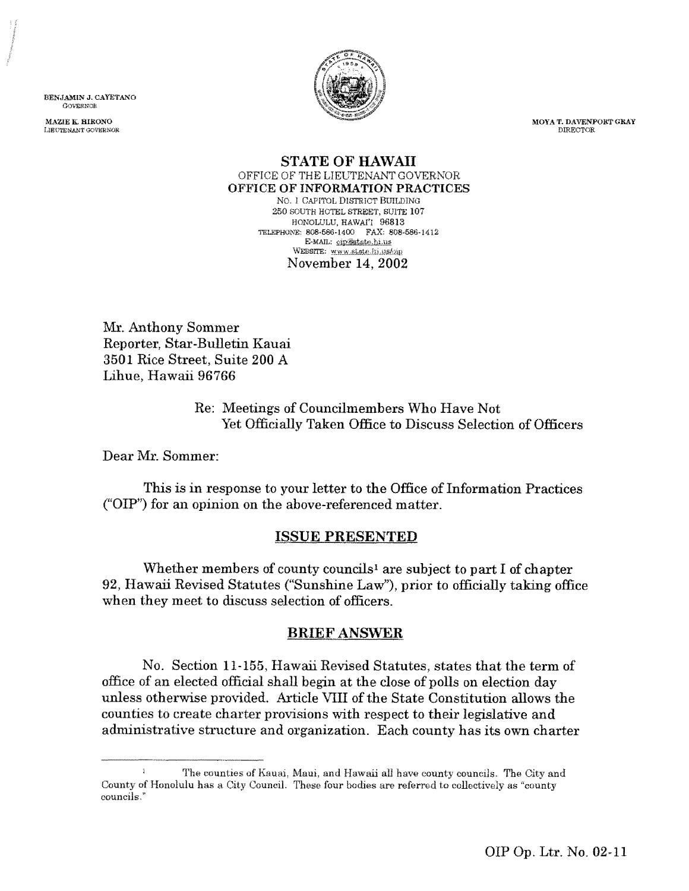BENJAMIN J. CAYETANO
GOVERNOR

MAZIE K. HIRONO
LIEUTENANT GOVERNOR

MOYA T. DAVENPORT GRAY
DIRECTOR

**STATE OF HAWAII**
OFFICE OF THE LIEUTENANT GOVERNOR
**OFFICE OF INFORMATION PRACTICES**
NO. 1 CAPITOL DISTRICT BUILDING
250 SOUTH HOTEL STREET, SUITE 107
HONOLULU, HAWAI'I 96813
TELEPHONE: 808-586-1400 FAX: 808-586-1412
E-MAIL: oip@state.hi.us
WEBSITE: www.state.hi.us/oip

November 14, 2002

Mr. Anthony Sommer
Reporter, Star-Bulletin Kauai
3501 Rice Street, Suite 200 A
Lihue, Hawaii 96766

Re: Meetings of Councilmembers Who Have Not Yet Officially Taken Office to Discuss Selection of Officers

Dear Mr. Sommer:

This is in response to your letter to the Office of Information Practices ("OIP") for an opinion on the above-referenced matter.

## ISSUE PRESENTED

Whether members of county councils[1] are subject to part I of chapter 92, Hawaii Revised Statutes ("Sunshine Law"), prior to officially taking office when they meet to discuss selection of officers.

## BRIEF ANSWER

No. Section 11-155, Hawaii Revised Statutes, states that the term of office of an elected official shall begin at the close of polls on election day unless otherwise provided. Article VIII of the State Constitution allows the counties to create charter provisions with respect to their legislative and administrative structure and organization. Each county has its own charter

[1] The counties of Kauai, Maui, and Hawaii all have county councils. The City and County of Honolulu has a City Council. These four bodies are referred to collectively as "county councils."

OIP Op. Ltr. No. 02-11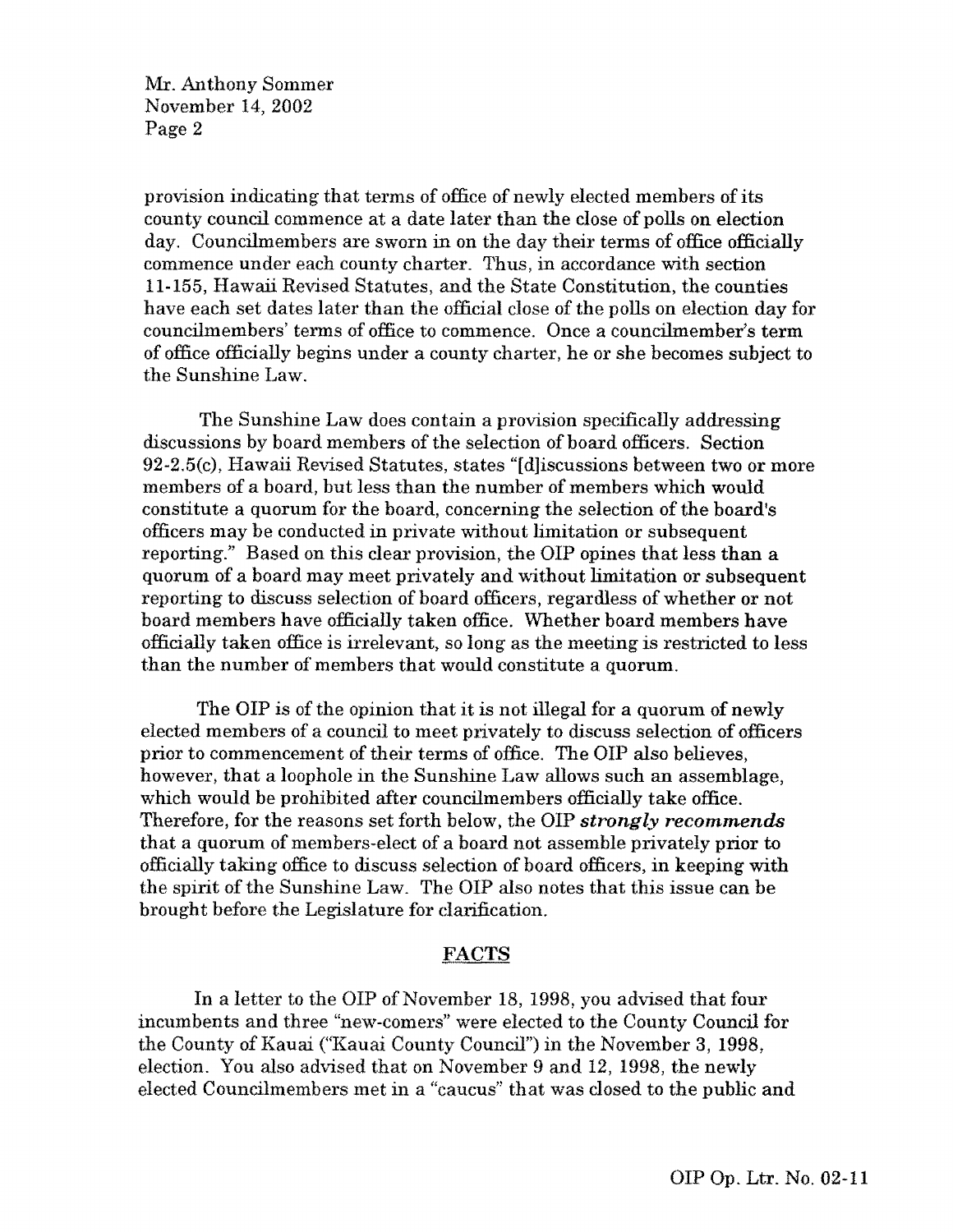provision indicating that terms of office of newly elected members of its county council commence at a date later than the close of polls on election day. Councilmembers are sworn in on the day their terms of office officially commence under each county charter. Thus, in accordance with section 11-155, Hawaii Revised Statutes, and the State Constitution, the counties have each set dates later than the official close of the polls on election day for councilmembers' terms of office to commence. Once a councilmember's term of office officially begins under a county charter, he or she becomes subject to the Sunshine Law.

The Sunshine Law does contain a provision specifically addressing discussions by board members of the selection of board officers. Section 92-2.5(c), Hawaii Revised Statutes, states "[d]iscussions between two or more members of a board, but less than the number of members which would constitute a quorum for the board, concerning the selection of the board's officers may be conducted in private without limitation or subsequent reporting." Based on this clear provision, the OIP opines that less than a quorum of a board may meet privately and without limitation or subsequent reporting to discuss selection of board officers, regardless of whether or not board members have officially taken office. Whether board members have officially taken office is irrelevant, so long as the meeting is restricted to less than the number of members that would constitute a quorum.

The OIP is of the opinion that it is not illegal for a quorum of newly elected members of a council to meet privately to discuss selection of officers prior to commencement of their terms of office. The OIP also believes, however, that a loophole in the Sunshine Law allows such an assemblage, which would be prohibited after councilmembers officially take office. Therefore, for the reasons set forth below, the OIP ***strongly recommends*** that a quorum of members-elect of a board not assemble privately prior to officially taking office to discuss selection of board officers, in keeping with the spirit of the Sunshine Law. The OIP also notes that this issue can be brought before the Legislature for clarification.

## FACTS

In a letter to the OIP of November 18, 1998, you advised that four incumbents and three "new-comers" were elected to the County Council for the County of Kauai ("Kauai County Council") in the November 3, 1998, election. You also advised that on November 9 and 12, 1998, the newly elected Councilmembers met in a "caucus" that was closed to the public and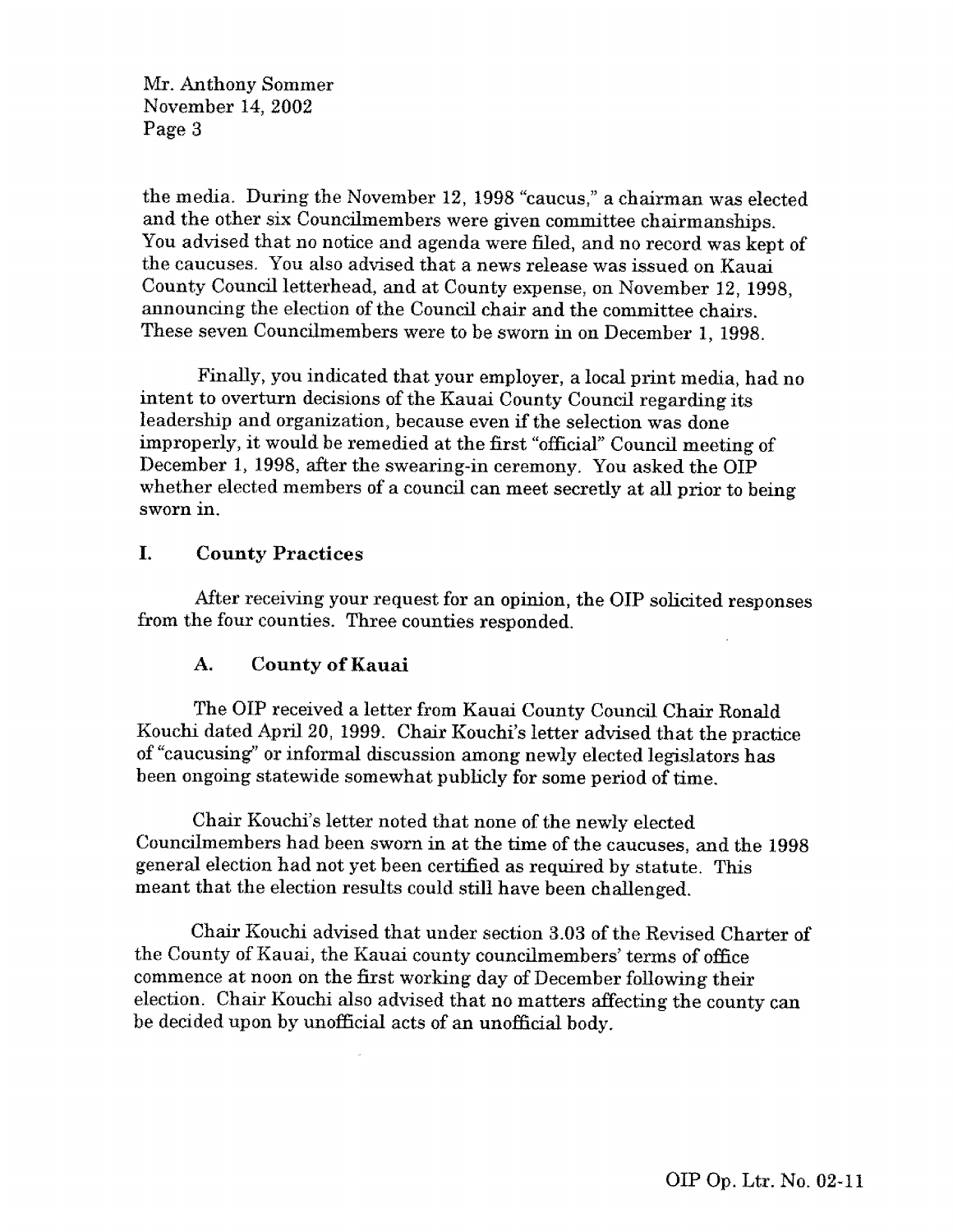the media. During the November 12, 1998 "caucus," a chairman was elected and the other six Councilmembers were given committee chairmanships. You advised that no notice and agenda were filed, and no record was kept of the caucuses. You also advised that a news release was issued on Kauai County Council letterhead, and at County expense, on November 12, 1998, announcing the election of the Council chair and the committee chairs. These seven Councilmembers were to be sworn in on December 1, 1998.

Finally, you indicated that your employer, a local print media, had no intent to overturn decisions of the Kauai County Council regarding its leadership and organization, because even if the selection was done improperly, it would be remedied at the first "official" Council meeting of December 1, 1998, after the swearing-in ceremony. You asked the OIP whether elected members of a council can meet secretly at all prior to being sworn in.

## I. County Practices

After receiving your request for an opinion, the OIP solicited responses from the four counties. Three counties responded.

### A. County of Kauai

The OIP received a letter from Kauai County Council Chair Ronald Kouchi dated April 20, 1999. Chair Kouchi's letter advised that the practice of "caucusing" or informal discussion among newly elected legislators has been ongoing statewide somewhat publicly for some period of time.

Chair Kouchi's letter noted that none of the newly elected Councilmembers had been sworn in at the time of the caucuses, and the 1998 general election had not yet been certified as required by statute. This meant that the election results could still have been challenged.

Chair Kouchi advised that under section 3.03 of the Revised Charter of the County of Kauai, the Kauai county councilmembers' terms of office commence at noon on the first working day of December following their election. Chair Kouchi also advised that no matters affecting the county can be decided upon by unofficial acts of an unofficial body.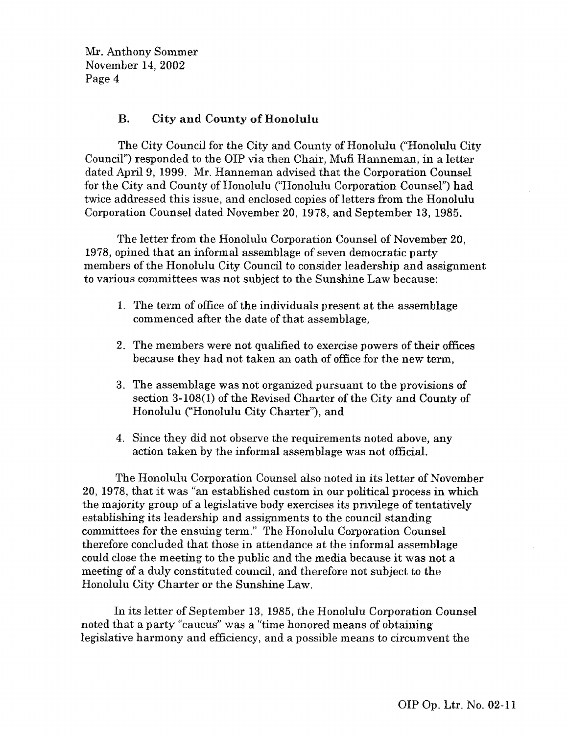### B. City and County of Honolulu

The City Council for the City and County of Honolulu ("Honolulu City Council") responded to the OIP via then Chair, Mufi Hanneman, in a letter dated April 9, 1999. Mr. Hanneman advised that the Corporation Counsel for the City and County of Honolulu ("Honolulu Corporation Counsel") had twice addressed this issue, and enclosed copies of letters from the Honolulu Corporation Counsel dated November 20, 1978, and September 13, 1985.

The letter from the Honolulu Corporation Counsel of November 20, 1978, opined that an informal assemblage of seven democratic party members of the Honolulu City Council to consider leadership and assignment to various committees was not subject to the Sunshine Law because:

1. The term of office of the individuals present at the assemblage commenced after the date of that assemblage,
2. The members were not qualified to exercise powers of their offices because they had not taken an oath of office for the new term,
3. The assemblage was not organized pursuant to the provisions of section 3-108(1) of the Revised Charter of the City and County of Honolulu ("Honolulu City Charter"), and
4. Since they did not observe the requirements noted above, any action taken by the informal assemblage was not official.

The Honolulu Corporation Counsel also noted in its letter of November 20, 1978, that it was "an established custom in our political process in which the majority group of a legislative body exercises its privilege of tentatively establishing its leadership and assignments to the council standing committees for the ensuing term." The Honolulu Corporation Counsel therefore concluded that those in attendance at the informal assemblage could close the meeting to the public and the media because it was not a meeting of a duly constituted council, and therefore not subject to the Honolulu City Charter or the Sunshine Law.

In its letter of September 13, 1985, the Honolulu Corporation Counsel noted that a party "caucus" was a "time honored means of obtaining legislative harmony and efficiency, and a possible means to circumvent the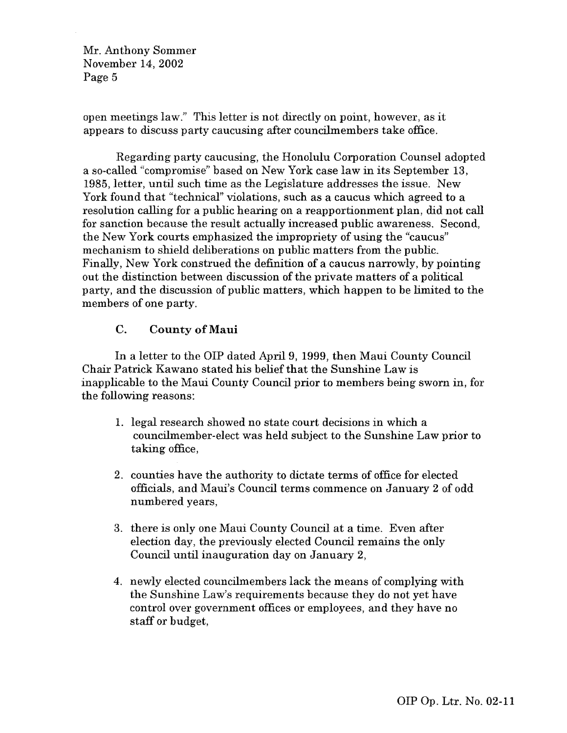open meetings law." This letter is not directly on point, however, as it appears to discuss party caucusing after councilmembers take office.

Regarding party caucusing, the Honolulu Corporation Counsel adopted a so-called "compromise" based on New York case law in its September 13, 1985, letter, until such time as the Legislature addresses the issue. New York found that "technical" violations, such as a caucus which agreed to a resolution calling for a public hearing on a reapportionment plan, did not call for sanction because the result actually increased public awareness. Second, the New York courts emphasized the impropriety of using the "caucus" mechanism to shield deliberations on public matters from the public. Finally, New York construed the definition of a caucus narrowly, by pointing out the distinction between discussion of the private matters of a political party, and the discussion of public matters, which happen to be limited to the members of one party.

### C. County of Maui

In a letter to the OIP dated April 9, 1999, then Maui County Council Chair Patrick Kawano stated his belief that the Sunshine Law is inapplicable to the Maui County Council prior to members being sworn in, for the following reasons:

1. legal research showed no state court decisions in which a councilmember-elect was held subject to the Sunshine Law prior to taking office,

2. counties have the authority to dictate terms of office for elected officials, and Maui's Council terms commence on January 2 of odd numbered years,

3. there is only one Maui County Council at a time. Even after election day, the previously elected Council remains the only Council until inauguration day on January 2,

4. newly elected councilmembers lack the means of complying with the Sunshine Law's requirements because they do not yet have control over government offices or employees, and they have no staff or budget,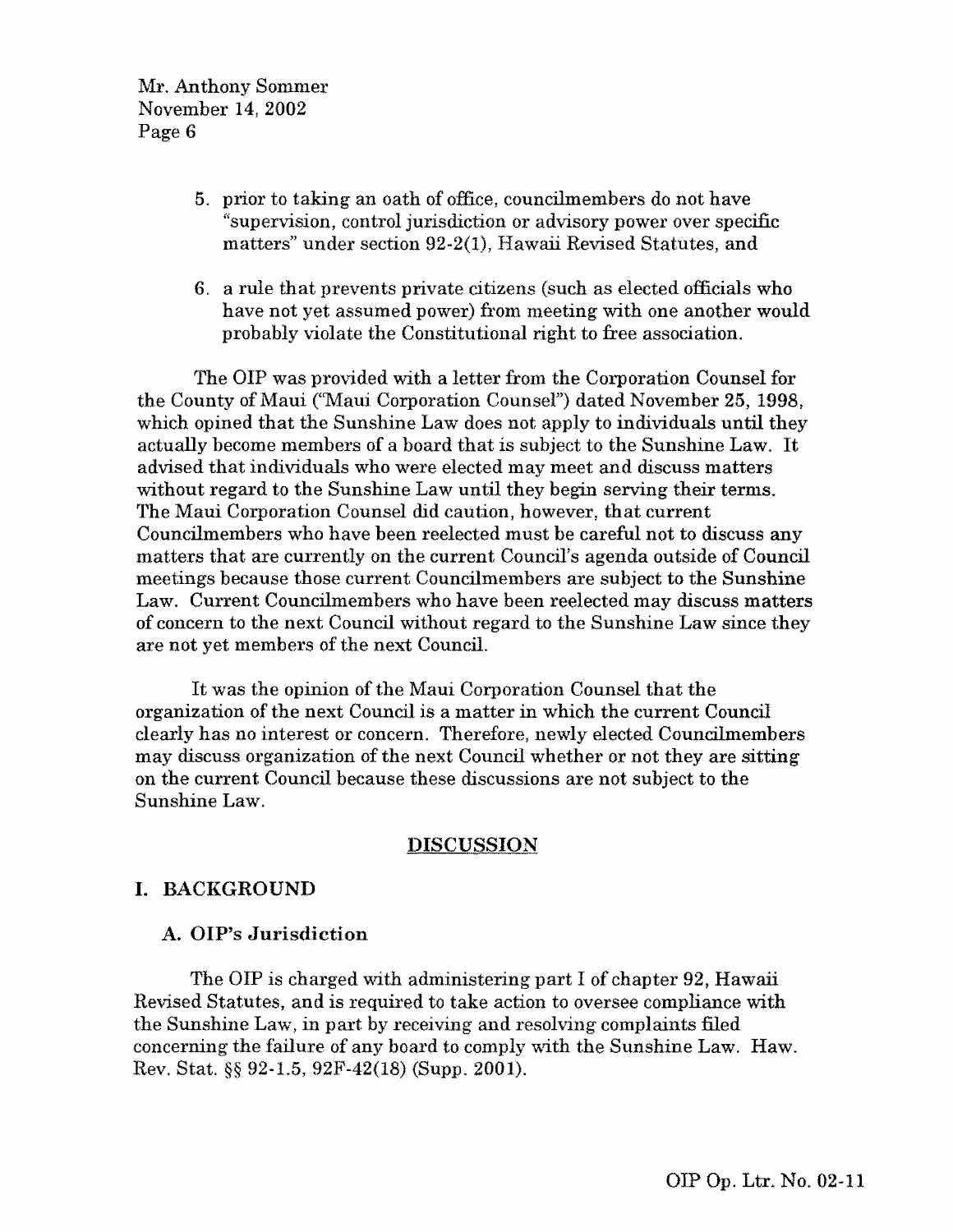5. prior to taking an oath of office, councilmembers do not have "supervision, control jurisdiction or advisory power over specific matters" under section 92-2(1), Hawaii Revised Statutes, and

6. a rule that prevents private citizens (such as elected officials who have not yet assumed power) from meeting with one another would probably violate the Constitutional right to free association.

The OIP was provided with a letter from the Corporation Counsel for the County of Maui ("Maui Corporation Counsel") dated November 25, 1998, which opined that the Sunshine Law does not apply to individuals until they actually become members of a board that is subject to the Sunshine Law. It advised that individuals who were elected may meet and discuss matters without regard to the Sunshine Law until they begin serving their terms. The Maui Corporation Counsel did caution, however, that current Councilmembers who have been reelected must be careful not to discuss any matters that are currently on the current Council's agenda outside of Council meetings because those current Councilmembers are subject to the Sunshine Law. Current Councilmembers who have been reelected may discuss matters of concern to the next Council without regard to the Sunshine Law since they are not yet members of the next Council.

It was the opinion of the Maui Corporation Counsel that the organization of the next Council is a matter in which the current Council clearly has no interest or concern. Therefore, newly elected Councilmembers may discuss organization of the next Council whether or not they are sitting on the current Council because these discussions are not subject to the Sunshine Law.

## DISCUSSION

### I. BACKGROUND

#### A. OIP's Jurisdiction

The OIP is charged with administering part I of chapter 92, Hawaii Revised Statutes, and is required to take action to oversee compliance with the Sunshine Law, in part by receiving and resolving complaints filed concerning the failure of any board to comply with the Sunshine Law. Haw. Rev. Stat. §§ 92-1.5, 92F-42(18) (Supp. 2001).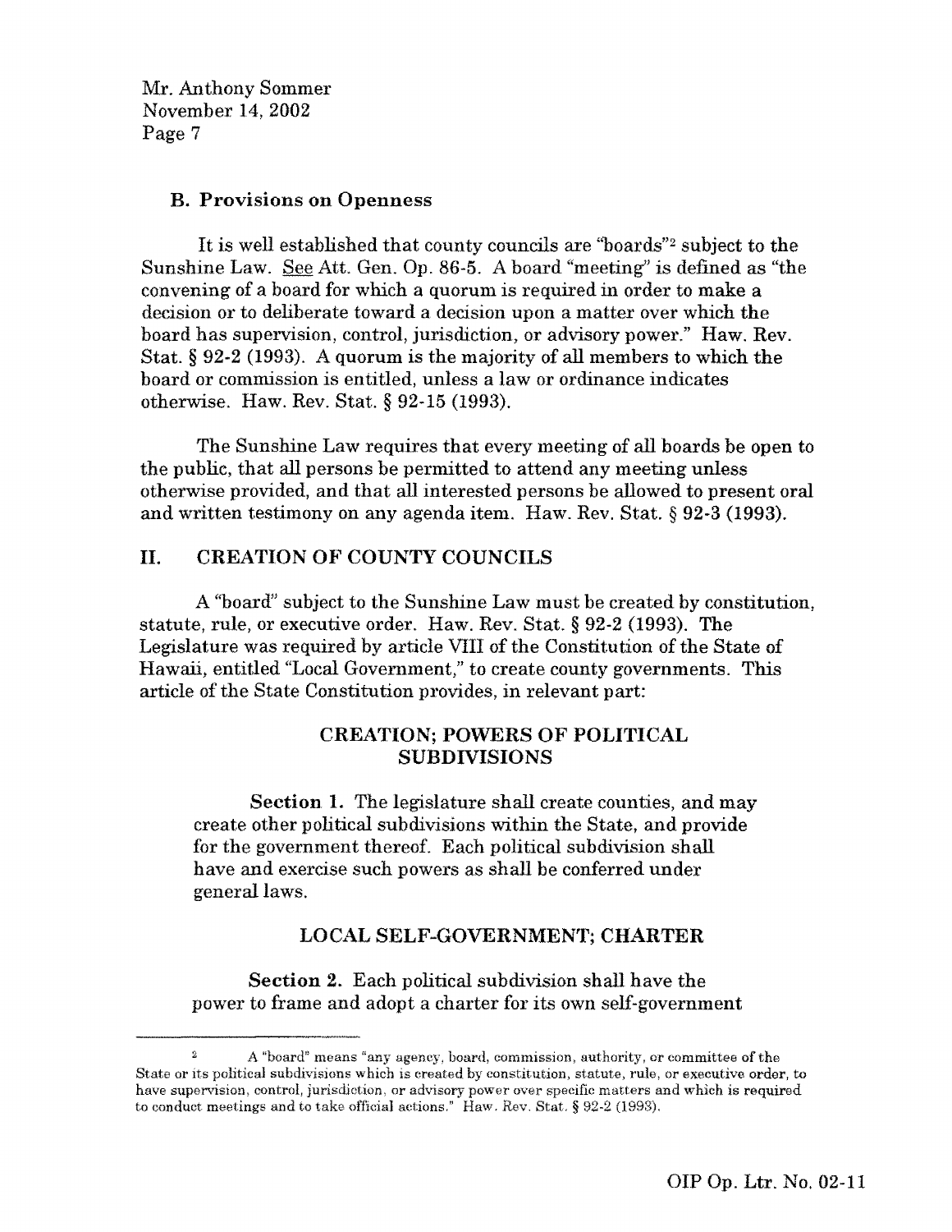### B. Provisions on Openness

It is well established that county councils are "boards"[2] subject to the Sunshine Law. See Att. Gen. Op. 86-5. A board "meeting" is defined as "the convening of a board for which a quorum is required in order to make a decision or to deliberate toward a decision upon a matter over which the board has supervision, control, jurisdiction, or advisory power." Haw. Rev. Stat. § 92-2 (1993). A quorum is the majority of all members to which the board or commission is entitled, unless a law or ordinance indicates otherwise. Haw. Rev. Stat. § 92-15 (1993).

The Sunshine Law requires that every meeting of all boards be open to the public, that all persons be permitted to attend any meeting unless otherwise provided, and that all interested persons be allowed to present oral and written testimony on any agenda item. Haw. Rev. Stat. § 92-3 (1993).

## II. CREATION OF COUNTY COUNCILS

A "board" subject to the Sunshine Law must be created by constitution, statute, rule, or executive order. Haw. Rev. Stat. § 92-2 (1993). The Legislature was required by article VIII of the Constitution of the State of Hawaii, entitled "Local Government," to create county governments. This article of the State Constitution provides, in relevant part:

> **CREATION; POWERS OF POLITICAL SUBDIVISIONS**
>
> **Section 1.** The legislature shall create counties, and may create other political subdivisions within the State, and provide for the government thereof. Each political subdivision shall have and exercise such powers as shall be conferred under general laws.
>
> **LOCAL SELF-GOVERNMENT; CHARTER**
>
> **Section 2.** Each political subdivision shall have the power to frame and adopt a charter for its own self-government

---

[2] A "board" means "any agency, board, commission, authority, or committee of the State or its political subdivisions which is created by constitution, statute, rule, or executive order, to have supervision, control, jurisdiction, or advisory power over specific matters and which is required to conduct meetings and to take official actions." Haw. Rev. Stat. § 92-2 (1993).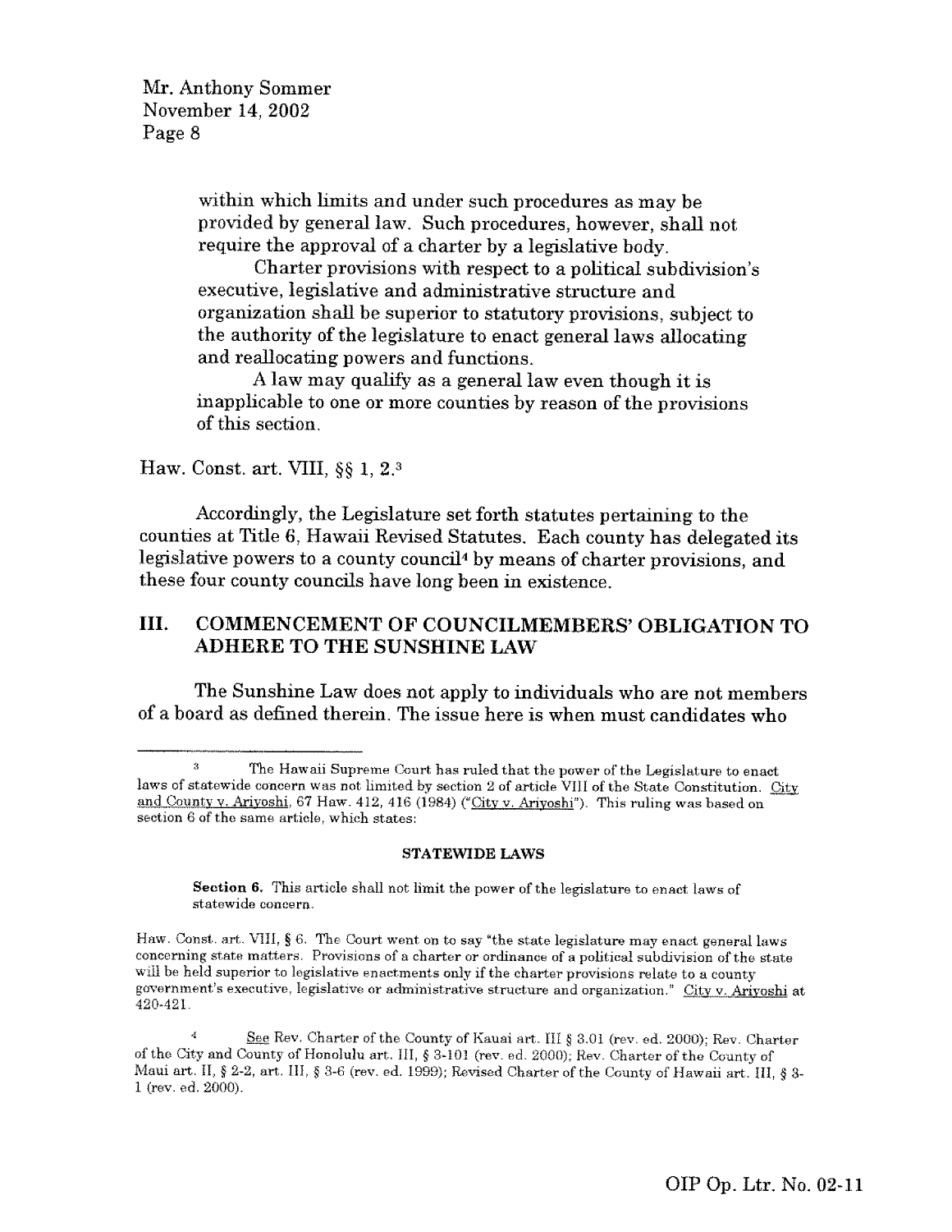> within which limits and under such procedures as may be provided by general law. Such procedures, however, shall not require the approval of a charter by a legislative body.
>
> Charter provisions with respect to a political subdivision's executive, legislative and administrative structure and organization shall be superior to statutory provisions, subject to the authority of the legislature to enact general laws allocating and reallocating powers and functions.
>
> A law may qualify as a general law even though it is inapplicable to one or more counties by reason of the provisions of this section.

Haw. Const. art. VIII, §§ 1, 2.[3]

Accordingly, the Legislature set forth statutes pertaining to the counties at Title 6, Hawaii Revised Statutes. Each county has delegated its legislative powers to a county council[4] by means of charter provisions, and these four county councils have long been in existence.

## III. COMMENCEMENT OF COUNCILMEMBERS' OBLIGATION TO ADHERE TO THE SUNSHINE LAW

The Sunshine Law does not apply to individuals who are not members of a board as defined therein. The issue here is when must candidates who

---

[3] The Hawaii Supreme Court has ruled that the power of the Legislature to enact laws of statewide concern was not limited by section 2 of article VIII of the State Constitution. City and County v. Ariyoshi, 67 Haw. 412, 416 (1984) ("City v. Ariyoshi"). This ruling was based on section 6 of the same article, which states:

> **STATEWIDE LAWS**
>
> **Section 6.** This article shall not limit the power of the legislature to enact laws of statewide concern.

Haw. Const. art. VIII, § 6. The Court went on to say "the state legislature may enact general laws concerning state matters. Provisions of a charter or ordinance of a political subdivision of the state will be held superior to legislative enactments only if the charter provisions relate to a county government's executive, legislative or administrative structure and organization." City v. Ariyoshi at 420-421.

[4] See Rev. Charter of the County of Kauai art. III § 3.01 (rev. ed. 2000); Rev. Charter of the City and County of Honolulu art. III, § 3-101 (rev. ed. 2000); Rev. Charter of the County of Maui art. II, § 2-2, art. III, § 3-6 (rev. ed. 1999); Revised Charter of the County of Hawaii art. III, § 3-1 (rev. ed. 2000).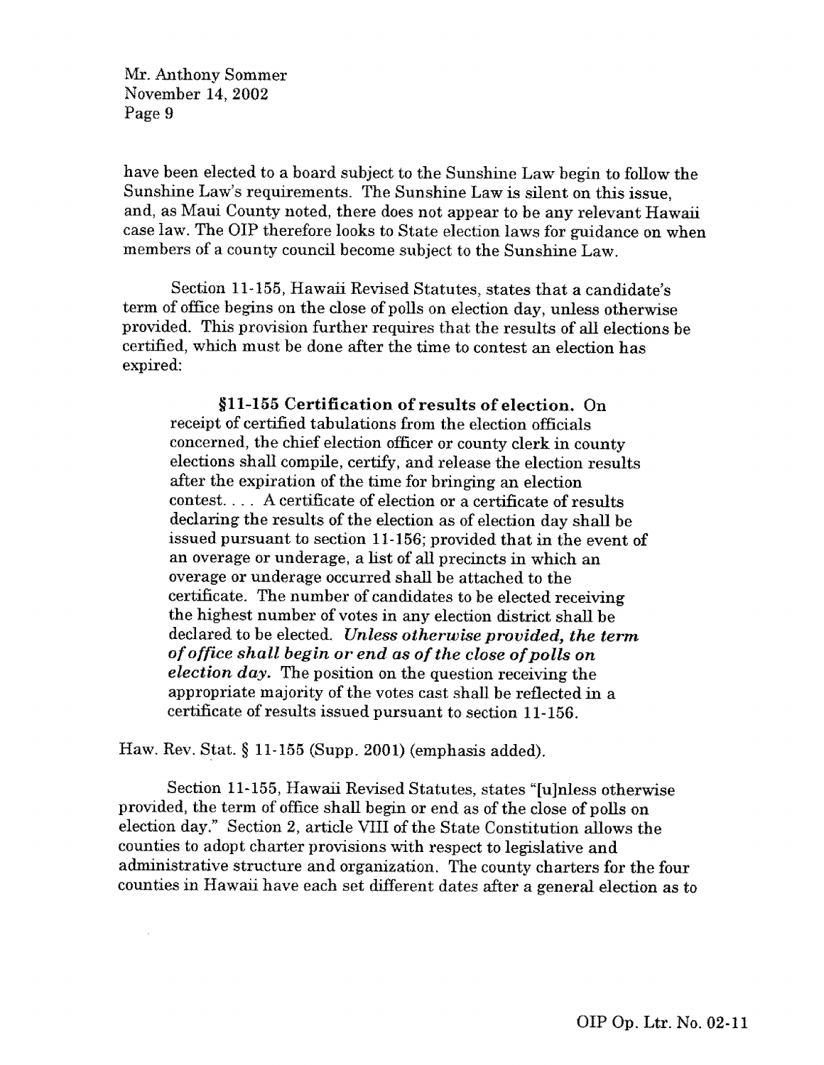have been elected to a board subject to the Sunshine Law begin to follow the Sunshine Law's requirements. The Sunshine Law is silent on this issue, and, as Maui County noted, there does not appear to be any relevant Hawaii case law. The OIP therefore looks to State election laws for guidance on when members of a county council become subject to the Sunshine Law.

Section 11-155, Hawaii Revised Statutes, states that a candidate's term of office begins on the close of polls on election day, unless otherwise provided. This provision further requires that the results of all elections be certified, which must be done after the time to contest an election has expired:

> **§11-155 Certification of results of election.** On receipt of certified tabulations from the election officials concerned, the chief election officer or county clerk in county elections shall compile, certify, and release the election results after the expiration of the time for bringing an election contest. . . . A certificate of election or a certificate of results declaring the results of the election as of election day shall be issued pursuant to section 11-156; provided that in the event of an overage or underage, a list of all precincts in which an overage or underage occurred shall be attached to the certificate. The number of candidates to be elected receiving the highest number of votes in any election district shall be declared to be elected. ***Unless otherwise provided, the term of office shall begin or end as of the close of polls on election day.*** The position on the question receiving the appropriate majority of the votes cast shall be reflected in a certificate of results issued pursuant to section 11-156.

Haw. Rev. Stat. § 11-155 (Supp. 2001) (emphasis added).

Section 11-155, Hawaii Revised Statutes, states "[u]nless otherwise provided, the term of office shall begin or end as of the close of polls on election day." Section 2, article VIII of the State Constitution allows the counties to adopt charter provisions with respect to legislative and administrative structure and organization. The county charters for the four counties in Hawaii have each set different dates after a general election as to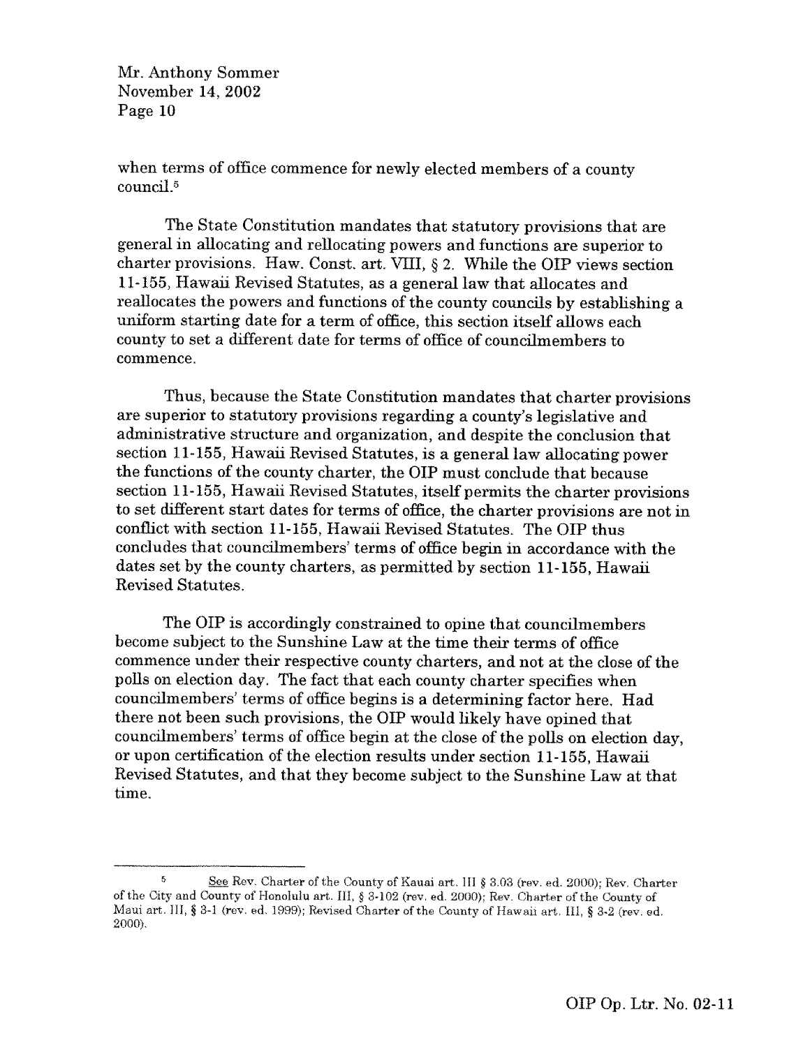when terms of office commence for newly elected members of a county council.[5]

The State Constitution mandates that statutory provisions that are general in allocating and rellocating powers and functions are superior to charter provisions. Haw. Const. art. VIII, § 2. While the OIP views section 11-155, Hawaii Revised Statutes, as a general law that allocates and reallocates the powers and functions of the county councils by establishing a uniform starting date for a term of office, this section itself allows each county to set a different date for terms of office of councilmembers to commence.

Thus, because the State Constitution mandates that charter provisions are superior to statutory provisions regarding a county's legislative and administrative structure and organization, and despite the conclusion that section 11-155, Hawaii Revised Statutes, is a general law allocating power the functions of the county charter, the OIP must conclude that because section 11-155, Hawaii Revised Statutes, itself permits the charter provisions to set different start dates for terms of office, the charter provisions are not in conflict with section 11-155, Hawaii Revised Statutes. The OIP thus concludes that councilmembers' terms of office begin in accordance with the dates set by the county charters, as permitted by section 11-155, Hawaii Revised Statutes.

The OIP is accordingly constrained to opine that councilmembers become subject to the Sunshine Law at the time their terms of office commence under their respective county charters, and not at the close of the polls on election day. The fact that each county charter specifies when councilmembers' terms of office begins is a determining factor here. Had there not been such provisions, the OIP would likely have opined that councilmembers' terms of office begin at the close of the polls on election day, or upon certification of the election results under section 11-155, Hawaii Revised Statutes, and that they become subject to the Sunshine Law at that time.

---

[5] See Rev. Charter of the County of Kauai art. III § 3.03 (rev. ed. 2000); Rev. Charter of the City and County of Honolulu art. III, § 3-102 (rev. ed. 2000); Rev. Charter of the County of Maui art. III, § 3-1 (rev. ed. 1999); Revised Charter of the County of Hawaii art. III, § 3-2 (rev. ed. 2000).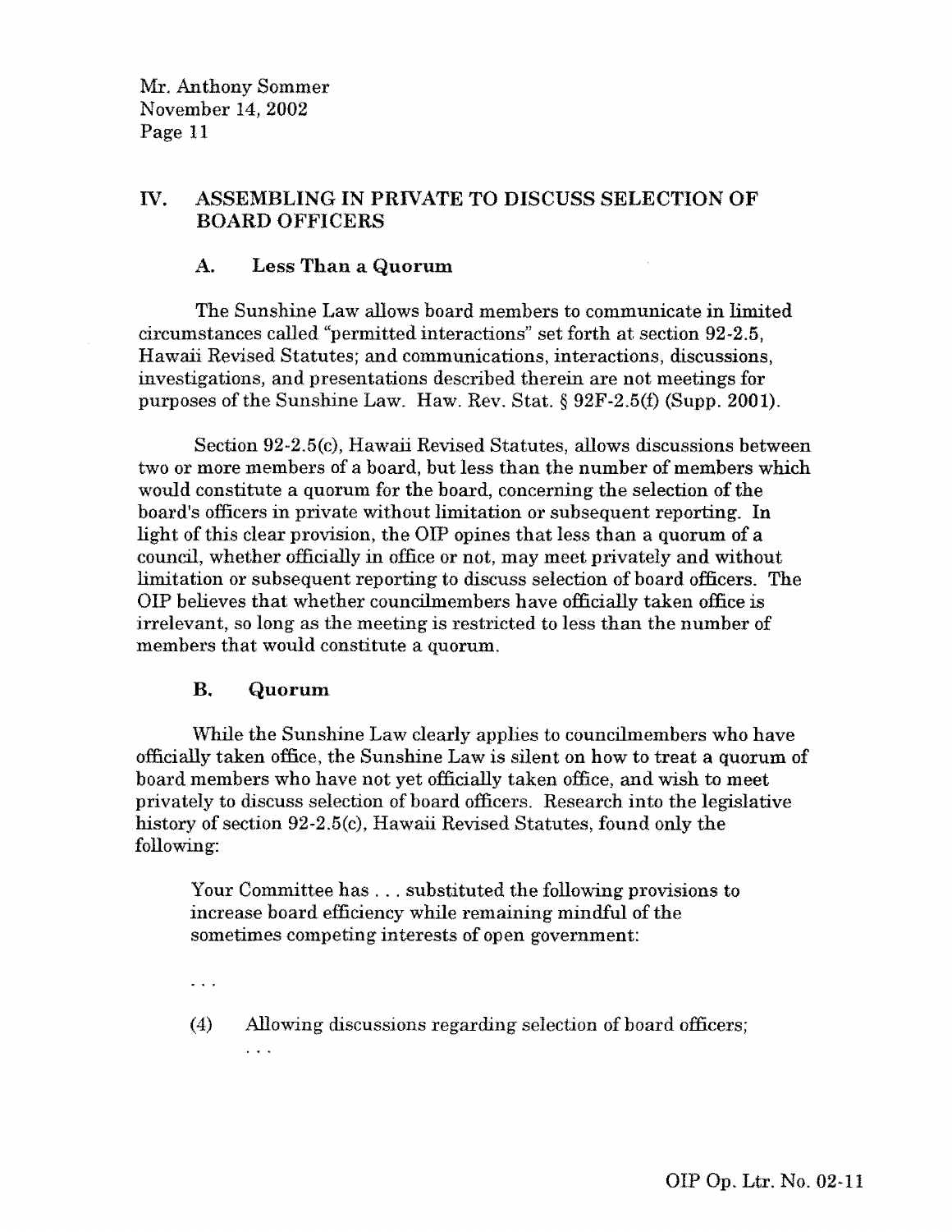## IV. ASSEMBLING IN PRIVATE TO DISCUSS SELECTION OF BOARD OFFICERS

### A. Less Than a Quorum

The Sunshine Law allows board members to communicate in limited circumstances called "permitted interactions" set forth at section 92-2.5, Hawaii Revised Statutes; and communications, interactions, discussions, investigations, and presentations described therein are not meetings for purposes of the Sunshine Law. Haw. Rev. Stat. § 92F-2.5(f) (Supp. 2001).

Section 92-2.5(c), Hawaii Revised Statutes, allows discussions between two or more members of a board, but less than the number of members which would constitute a quorum for the board, concerning the selection of the board's officers in private without limitation or subsequent reporting. In light of this clear provision, the OIP opines that less than a quorum of a council, whether officially in office or not, may meet privately and without limitation or subsequent reporting to discuss selection of board officers. The OIP believes that whether councilmembers have officially taken office is irrelevant, so long as the meeting is restricted to less than the number of members that would constitute a quorum.

### B. Quorum

While the Sunshine Law clearly applies to councilmembers who have officially taken office, the Sunshine Law is silent on how to treat a quorum of board members who have not yet officially taken office, and wish to meet privately to discuss selection of board officers. Research into the legislative history of section 92-2.5(c), Hawaii Revised Statutes, found only the following:

> Your Committee has . . . substituted the following provisions to increase board efficiency while remaining mindful of the sometimes competing interests of open government:
>
> . . .
>
> (4) Allowing discussions regarding selection of board officers;
>
> . . .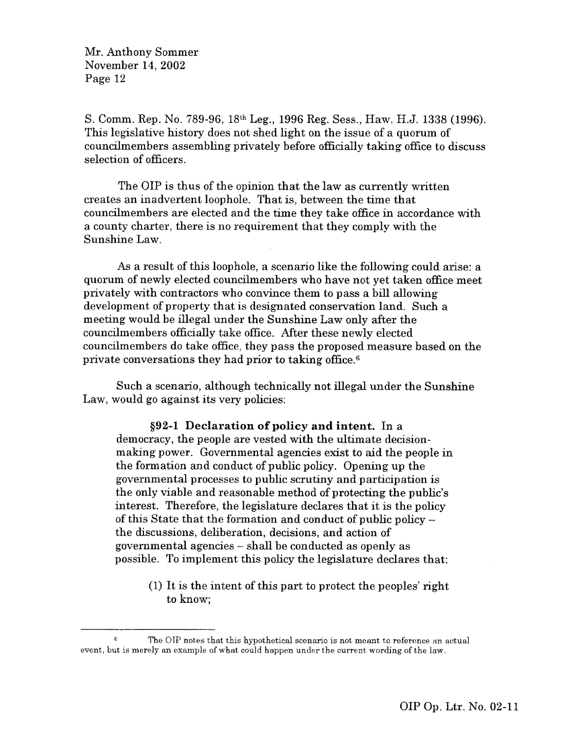S. Comm. Rep. No. 789-96, 18th Leg., 1996 Reg. Sess., Haw. H.J. 1338 (1996). This legislative history does not shed light on the issue of a quorum of councilmembers assembling privately before officially taking office to discuss selection of officers.

The OIP is thus of the opinion that the law as currently written creates an inadvertent loophole. That is, between the time that councilmembers are elected and the time they take office in accordance with a county charter, there is no requirement that they comply with the Sunshine Law.

As a result of this loophole, a scenario like the following could arise: a quorum of newly elected councilmembers who have not yet taken office meet privately with contractors who convince them to pass a bill allowing development of property that is designated conservation land. Such a meeting would be illegal under the Sunshine Law only after the councilmembers officially take office. After these newly elected councilmembers do take office, they pass the proposed measure based on the private conversations they had prior to taking office.[6]

Such a scenario, although technically not illegal under the Sunshine Law, would go against its very policies:

> **§92-1 Declaration of policy and intent.** In a democracy, the people are vested with the ultimate decision-making power. Governmental agencies exist to aid the people in the formation and conduct of public policy. Opening up the governmental processes to public scrutiny and participation is the only viable and reasonable method of protecting the public's interest. Therefore, the legislature declares that it is the policy of this State that the formation and conduct of public policy – the discussions, deliberation, decisions, and action of governmental agencies – shall be conducted as openly as possible. To implement this policy the legislature declares that:
>
> (1) It is the intent of this part to protect the peoples' right to know;

---

[6] The OIP notes that this hypothetical scenario is not meant to reference an actual event, but is merely an example of what could happen under the current wording of the law.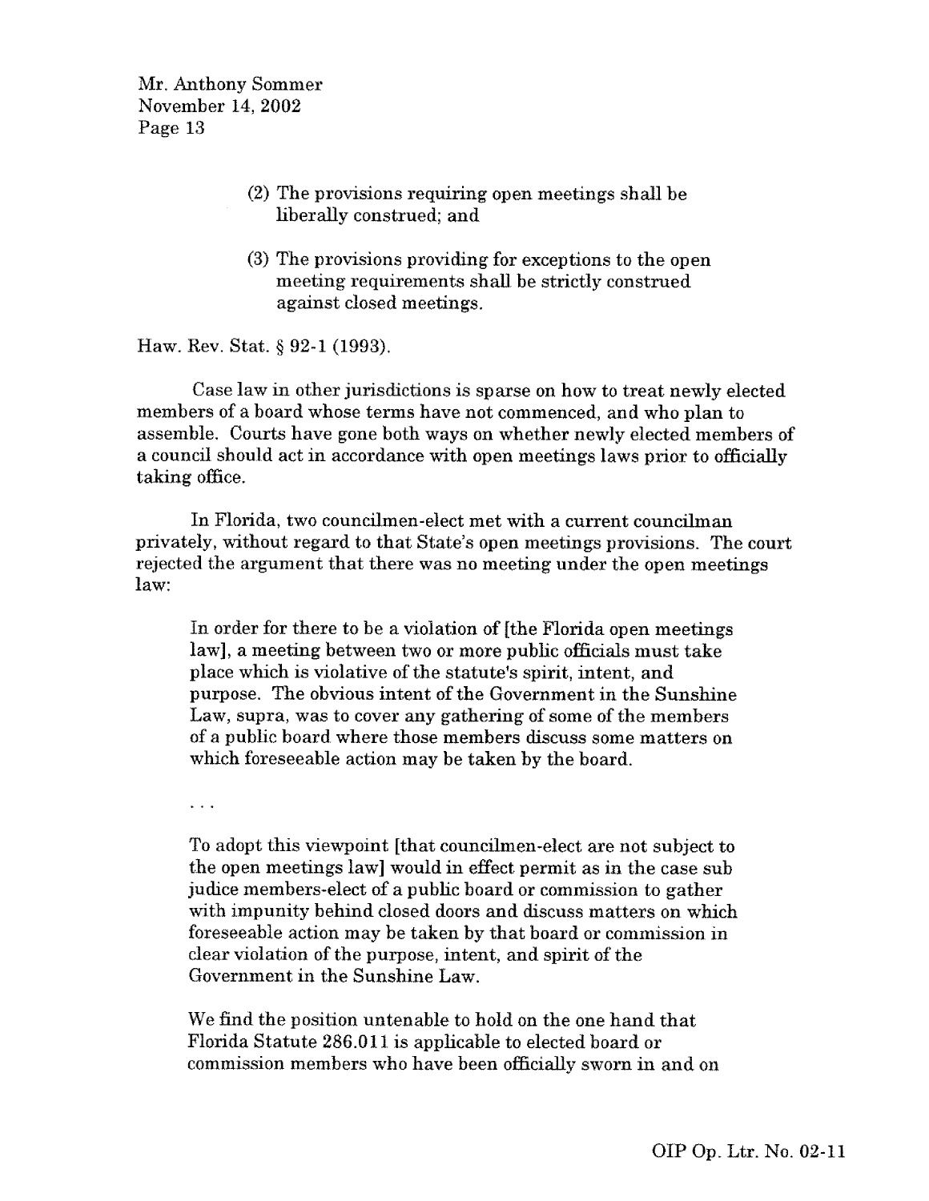(2) The provisions requiring open meetings shall be liberally construed; and

(3) The provisions providing for exceptions to the open meeting requirements shall be strictly construed against closed meetings.

Haw. Rev. Stat. § 92-1 (1993).

Case law in other jurisdictions is sparse on how to treat newly elected members of a board whose terms have not commenced, and who plan to assemble. Courts have gone both ways on whether newly elected members of a council should act in accordance with open meetings laws prior to officially taking office.

In Florida, two councilmen-elect met with a current councilman privately, without regard to that State's open meetings provisions. The court rejected the argument that there was no meeting under the open meetings law:

> In order for there to be a violation of [the Florida open meetings law], a meeting between two or more public officials must take place which is violative of the statute's spirit, intent, and purpose. The obvious intent of the Government in the Sunshine Law, supra, was to cover any gathering of some of the members of a public board where those members discuss some matters on which foreseeable action may be taken by the board.
>
> . . .
>
> To adopt this viewpoint [that councilmen-elect are not subject to the open meetings law] would in effect permit as in the case sub judice members-elect of a public board or commission to gather with impunity behind closed doors and discuss matters on which foreseeable action may be taken by that board or commission in clear violation of the purpose, intent, and spirit of the Government in the Sunshine Law.
>
> We find the position untenable to hold on the one hand that Florida Statute 286.011 is applicable to elected board or commission members who have been officially sworn in and on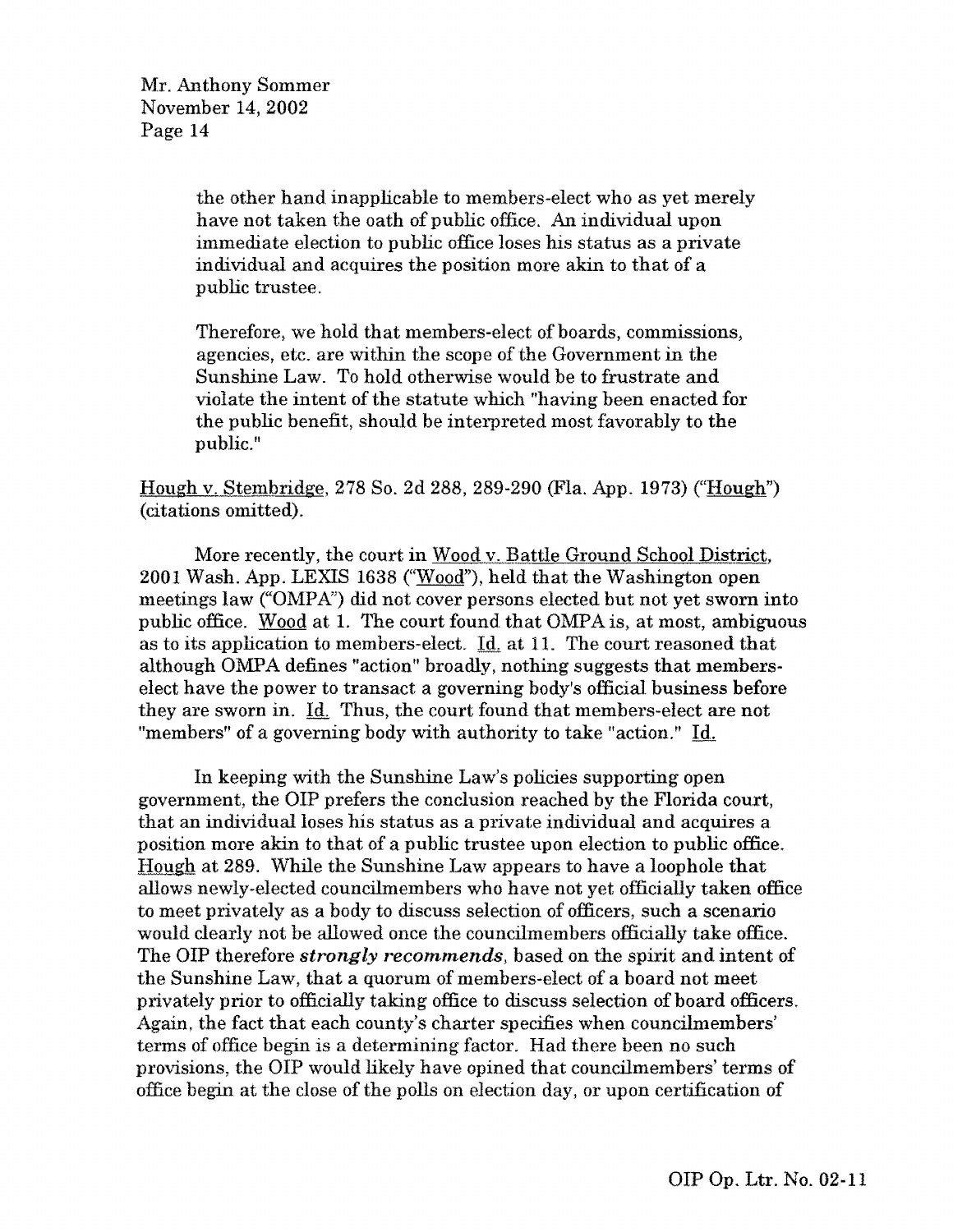the other hand inapplicable to members-elect who as yet merely have not taken the oath of public office. An individual upon immediate election to public office loses his status as a private individual and acquires the position more akin to that of a public trustee.

> Therefore, we hold that members-elect of boards, commissions, agencies, etc. are within the scope of the Government in the Sunshine Law. To hold otherwise would be to frustrate and violate the intent of the statute which "having been enacted for the public benefit, should be interpreted most favorably to the public."

Hough v. Stembridge, 278 So. 2d 288, 289-290 (Fla. App. 1973) ("Hough") (citations omitted).

More recently, the court in Wood v. Battle Ground School District, 2001 Wash. App. LEXIS 1638 ("Wood"), held that the Washington open meetings law ("OMPA") did not cover persons elected but not yet sworn into public office. Wood at 1. The court found that OMPA is, at most, ambiguous as to its application to members-elect. Id. at 11. The court reasoned that although OMPA defines "action" broadly, nothing suggests that members-elect have the power to transact a governing body's official business before they are sworn in. Id. Thus, the court found that members-elect are not "members" of a governing body with authority to take "action." Id.

In keeping with the Sunshine Law's policies supporting open government, the OIP prefers the conclusion reached by the Florida court, that an individual loses his status as a private individual and acquires a position more akin to that of a public trustee upon election to public office. Hough at 289. While the Sunshine Law appears to have a loophole that allows newly-elected councilmembers who have not yet officially taken office to meet privately as a body to discuss selection of officers, such a scenario would clearly not be allowed once the councilmembers officially take office. The OIP therefore ***strongly recommends***, based on the spirit and intent of the Sunshine Law, that a quorum of members-elect of a board not meet privately prior to officially taking office to discuss selection of board officers. Again, the fact that each county's charter specifies when councilmembers' terms of office begin is a determining factor. Had there been no such provisions, the OIP would likely have opined that councilmembers' terms of office begin at the close of the polls on election day, or upon certification of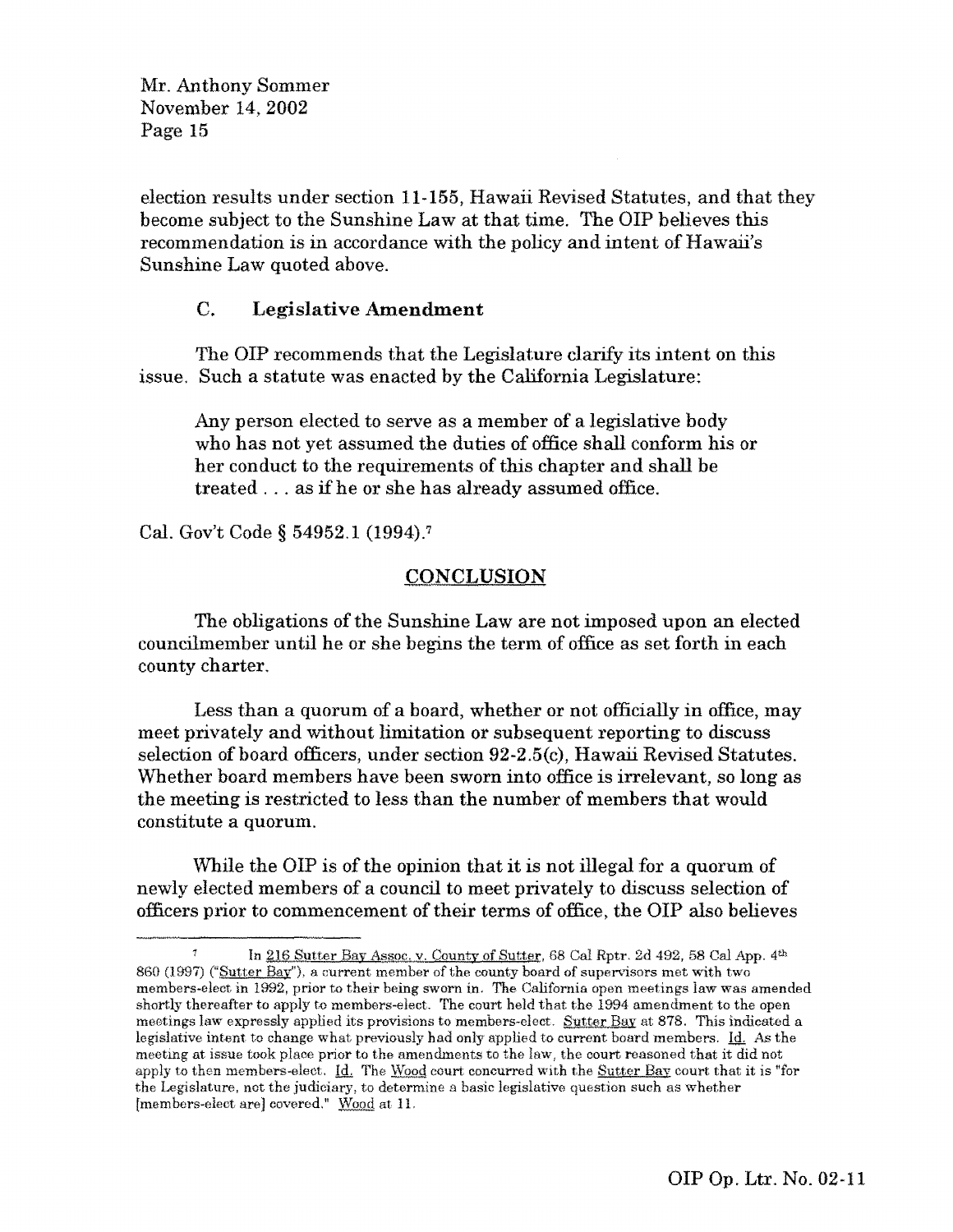election results under section 11-155, Hawaii Revised Statutes, and that they become subject to the Sunshine Law at that time. The OIP believes this recommendation is in accordance with the policy and intent of Hawaii's Sunshine Law quoted above.

### C. Legislative Amendment

The OIP recommends that the Legislature clarify its intent on this issue. Such a statute was enacted by the California Legislature:

> Any person elected to serve as a member of a legislative body who has not yet assumed the duties of office shall conform his or her conduct to the requirements of this chapter and shall be treated . . . as if he or she has already assumed office.

Cal. Gov't Code § 54952.1 (1994).[7]

## CONCLUSION

The obligations of the Sunshine Law are not imposed upon an elected councilmember until he or she begins the term of office as set forth in each county charter.

Less than a quorum of a board, whether or not officially in office, may meet privately and without limitation or subsequent reporting to discuss selection of board officers, under section 92-2.5(c), Hawaii Revised Statutes. Whether board members have been sworn into office is irrelevant, so long as the meeting is restricted to less than the number of members that would constitute a quorum.

While the OIP is of the opinion that it is not illegal for a quorum of newly elected members of a council to meet privately to discuss selection of officers prior to commencement of their terms of office, the OIP also believes

---

[7] In 216 Sutter Bay Assoc. v. County of Sutter, 68 Cal Rptr. 2d 492, 58 Cal App. 4th 860 (1997) ("Sutter Bay"), a current member of the county board of supervisors met with two members-elect in 1992, prior to their being sworn in. The California open meetings law was amended shortly thereafter to apply to members-elect. The court held that the 1994 amendment to the open meetings law expressly applied its provisions to members-elect. Sutter Bay at 878. This indicated a legislative intent to change what previously had only applied to current board members. Id. As the meeting at issue took place prior to the amendments to the law, the court reasoned that it did not apply to then members-elect. Id. The Wood court concurred with the Sutter Bay court that it is "for the Legislature, not the judiciary, to determine a basic legislative question such as whether [members-elect are] covered." Wood at 11.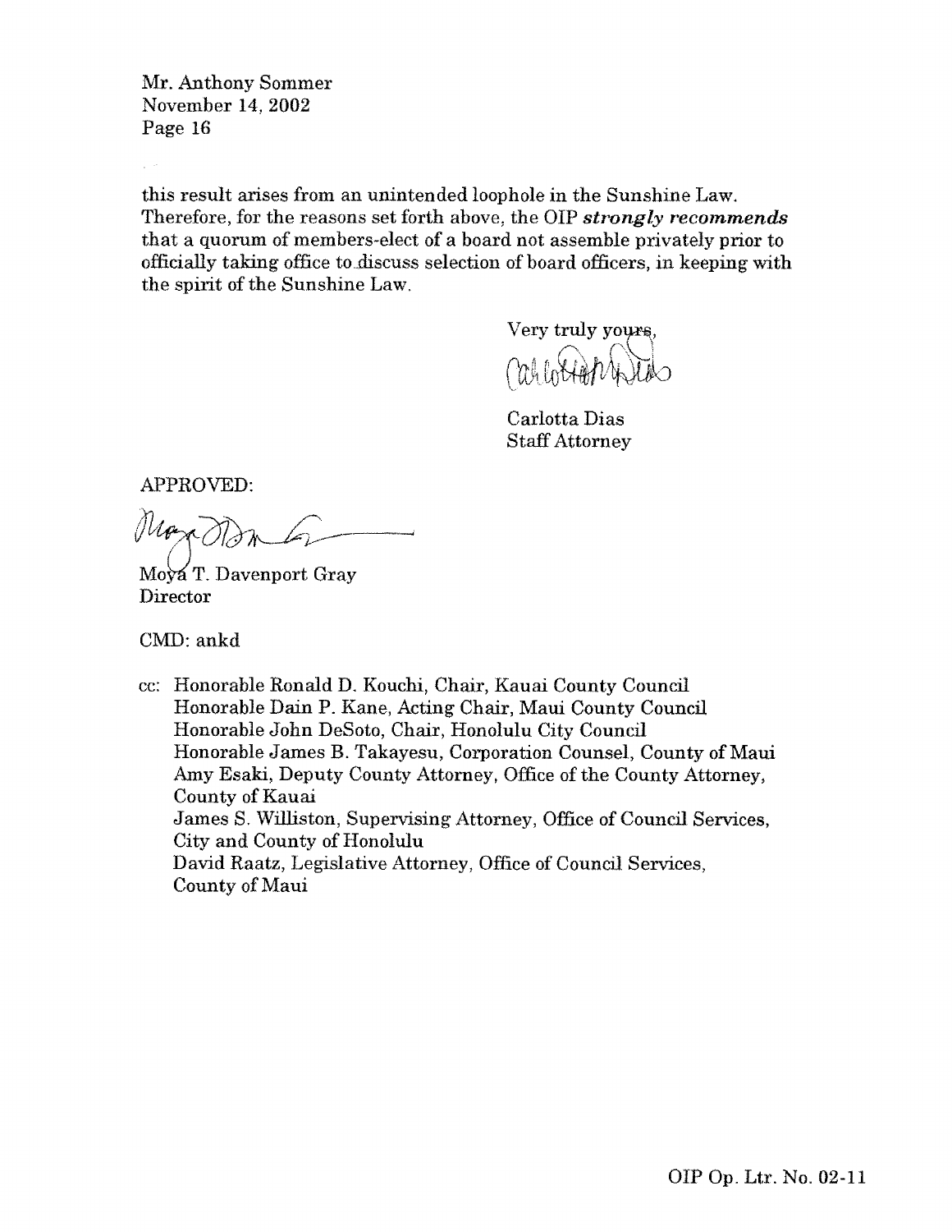this result arises from an unintended loophole in the Sunshine Law. Therefore, for the reasons set forth above, the OIP ***strongly recommends*** that a quorum of members-elect of a board not assemble privately prior to officially taking office to discuss selection of board officers, in keeping with the spirit of the Sunshine Law.

Very truly yours,

Carlotta Dias
Staff Attorney

APPROVED:

Moya T. Davenport Gray
Director

CMD: ankd

cc: Honorable Ronald D. Kouchi, Chair, Kauai County Council
Honorable Dain P. Kane, Acting Chair, Maui County Council
Honorable John DeSoto, Chair, Honolulu City Council
Honorable James B. Takayesu, Corporation Counsel, County of Maui
Amy Esaki, Deputy County Attorney, Office of the County Attorney, County of Kauai
James S. Williston, Supervising Attorney, Office of Council Services, City and County of Honolulu
David Raatz, Legislative Attorney, Office of Council Services, County of Maui

OIP Op. Ltr. No. 02-11